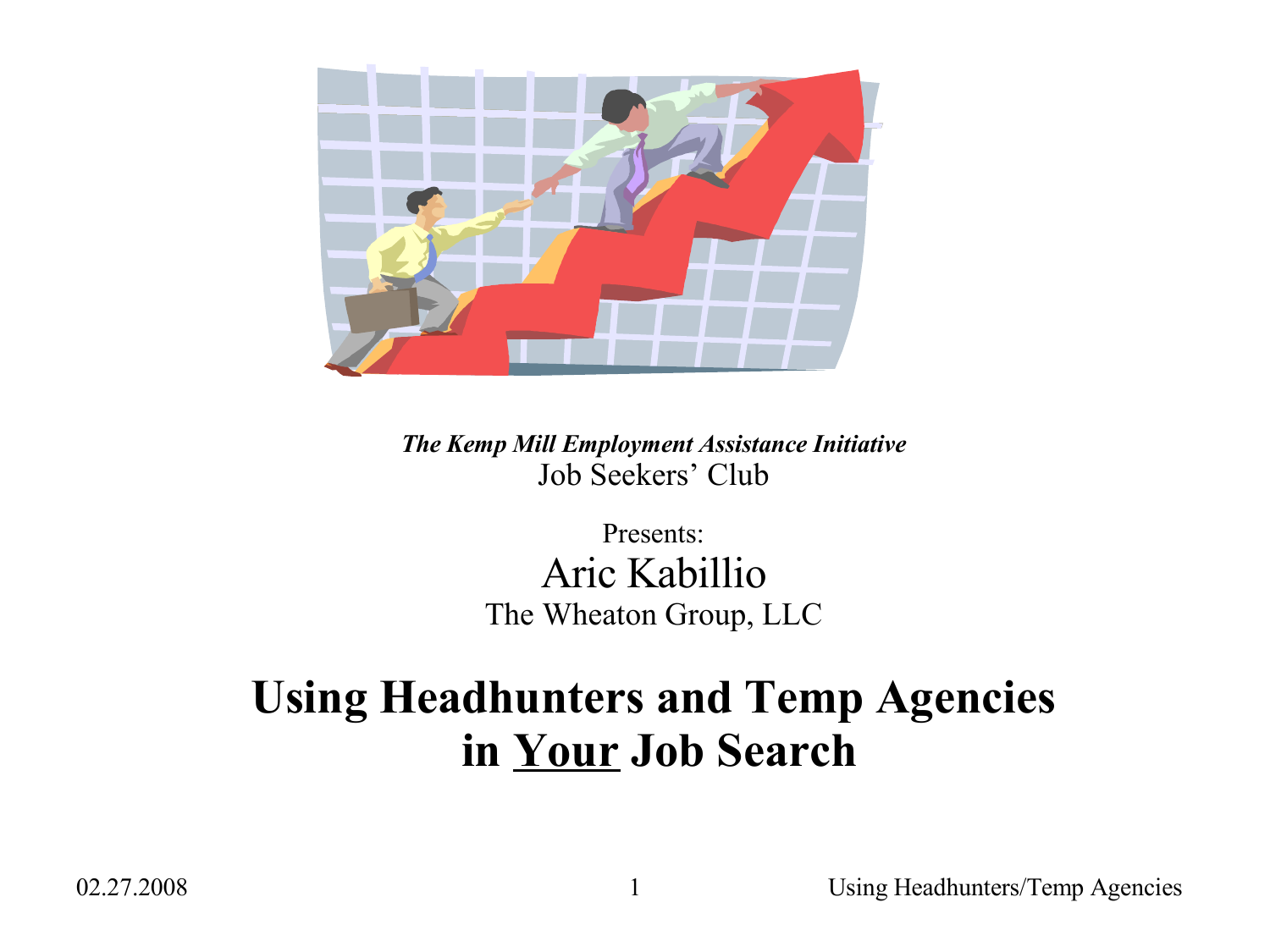***The Kemp Mill Employment Assistance Initiative***

Job Seekers' Club

Presents:

Aric Kabillio

The Wheaton Group, LLC

# Using Headhunters and Temp Agencies in <u>Your</u> Job Search

02.27.2008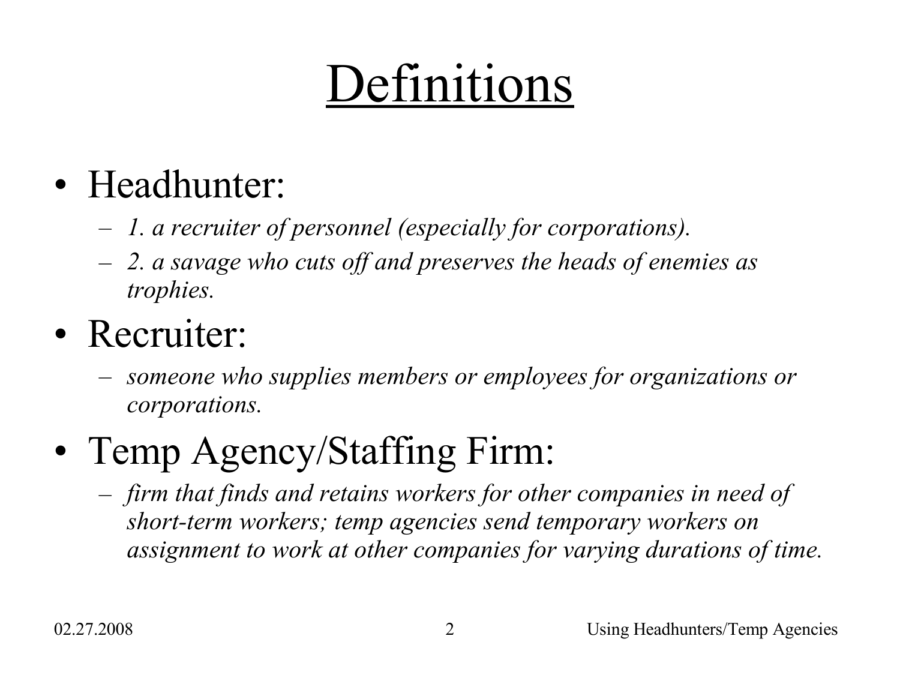# Definitions

- Headhunter:
  - *1. a recruiter of personnel (especially for corporations).*
  - *2. a savage who cuts off and preserves the heads of enemies as trophies.*
- Recruiter:
  - *someone who supplies members or employees for organizations or corporations.*
- Temp Agency/Staffing Firm:
  - *firm that finds and retains workers for other companies in need of short-term workers; temp agencies send temporary workers on assignment to work at other companies for varying durations of time.*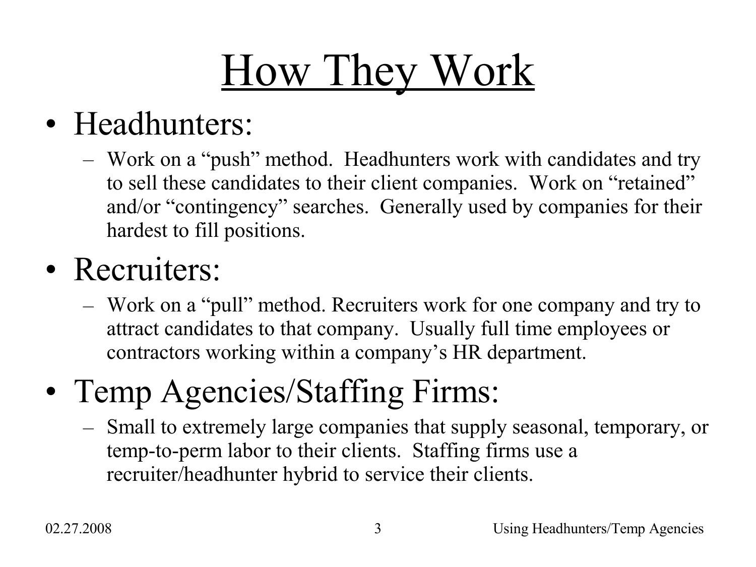# How They Work

- Headhunters:
  - Work on a “push” method. Headhunters work with candidates and try to sell these candidates to their client companies. Work on “retained” and/or “contingency” searches. Generally used by companies for their hardest to fill positions.
- Recruiters:
  - Work on a “pull” method. Recruiters work for one company and try to attract candidates to that company. Usually full time employees or contractors working within a company’s HR department.
- Temp Agencies/Staffing Firms:
  - Small to extremely large companies that supply seasonal, temporary, or temp-to-perm labor to their clients. Staffing firms use a recruiter/headhunter hybrid to service their clients.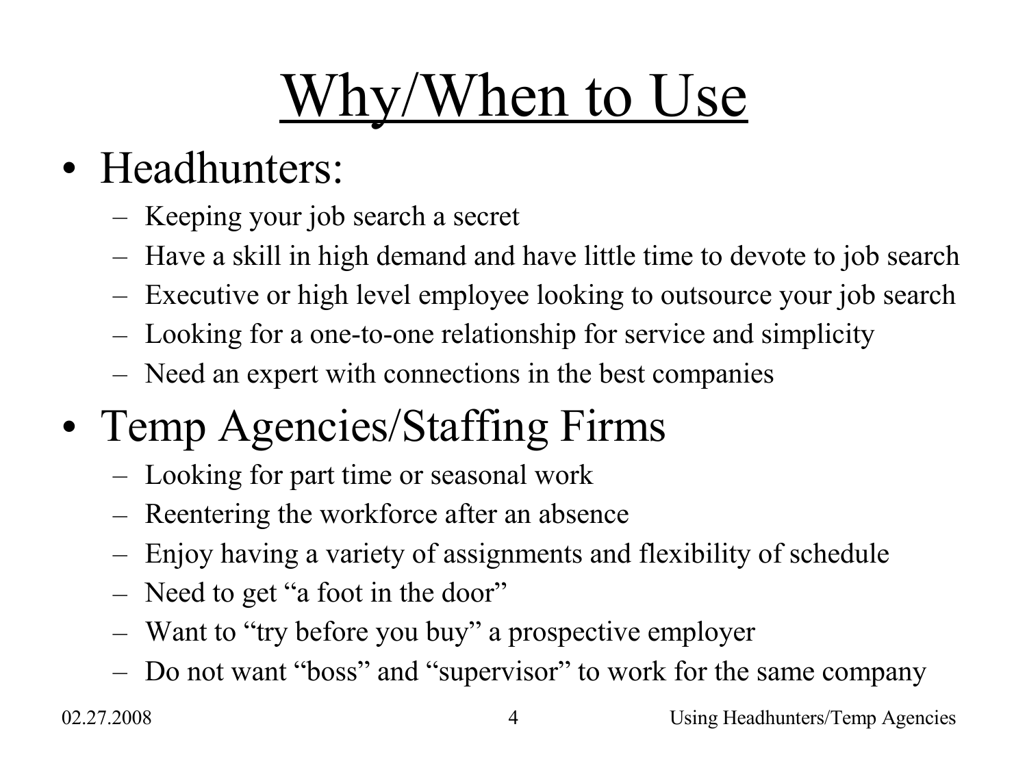# Why/When to Use

- Headhunters:
  - Keeping your job search a secret
  - Have a skill in high demand and have little time to devote to job search
  - Executive or high level employee looking to outsource your job search
  - Looking for a one-to-one relationship for service and simplicity
  - Need an expert with connections in the best companies
- Temp Agencies/Staffing Firms
  - Looking for part time or seasonal work
  - Reentering the workforce after an absence
  - Enjoy having a variety of assignments and flexibility of schedule
  - Need to get "a foot in the door"
  - Want to "try before you buy" a prospective employer
  - Do not want "boss" and "supervisor" to work for the same company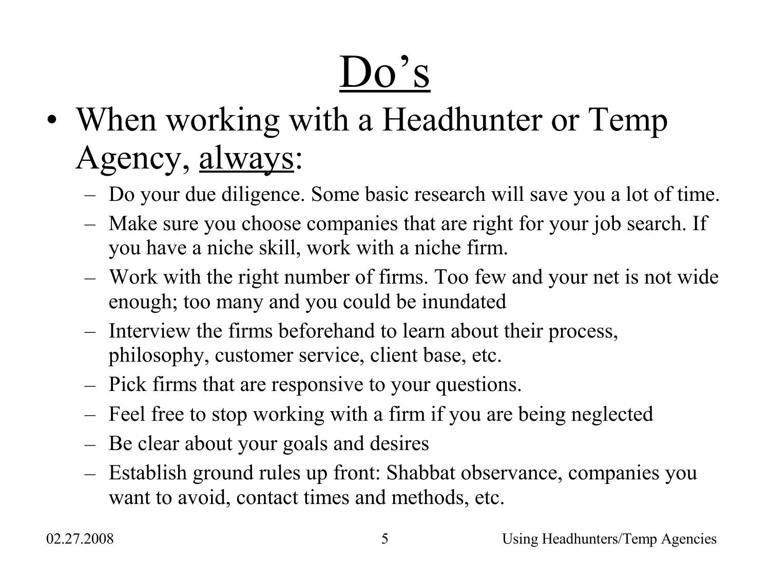# Do's

- When working with a Headhunter or Temp Agency, always:
  - Do your due diligence. Some basic research will save you a lot of time.
  - Make sure you choose companies that are right for your job search. If you have a niche skill, work with a niche firm.
  - Work with the right number of firms. Too few and your net is not wide enough; too many and you could be inundated
  - Interview the firms beforehand to learn about their process, philosophy, customer service, client base, etc.
  - Pick firms that are responsive to your questions.
  - Feel free to stop working with a firm if you are being neglected
  - Be clear about your goals and desires
  - Establish ground rules up front: Shabbat observance, companies you want to avoid, contact times and methods, etc.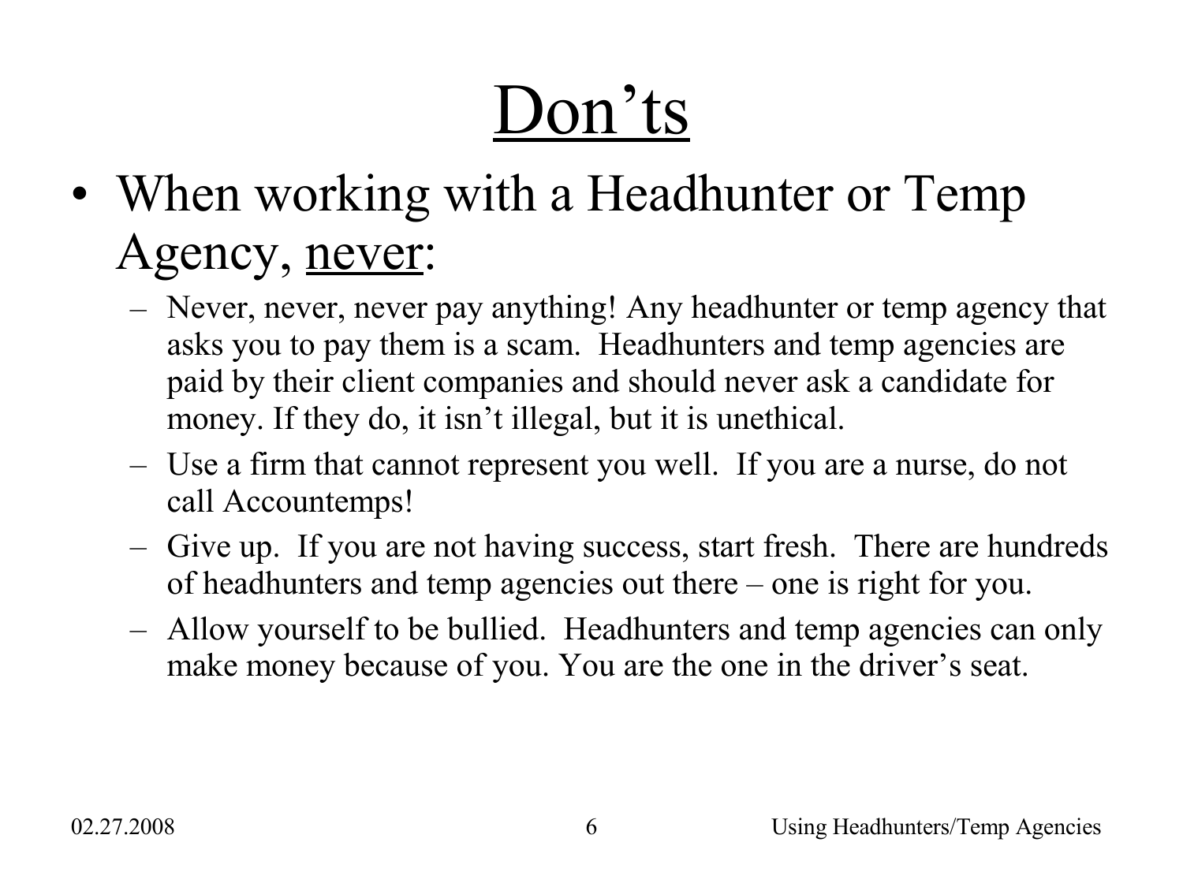# <u>Don’ts</u>

- When working with a Headhunter or Temp Agency, <u>never</u>:
  - Never, never, never pay anything! Any headhunter or temp agency that asks you to pay them is a scam. Headhunters and temp agencies are paid by their client companies and should never ask a candidate for money. If they do, it isn’t illegal, but it is unethical.
  - Use a firm that cannot represent you well. If you are a nurse, do not call Accountemps!
  - Give up. If you are not having success, start fresh. There are hundreds of headhunters and temp agencies out there – one is right for you.
  - Allow yourself to be bullied. Headhunters and temp agencies can only make money because of you. You are the one in the driver’s seat.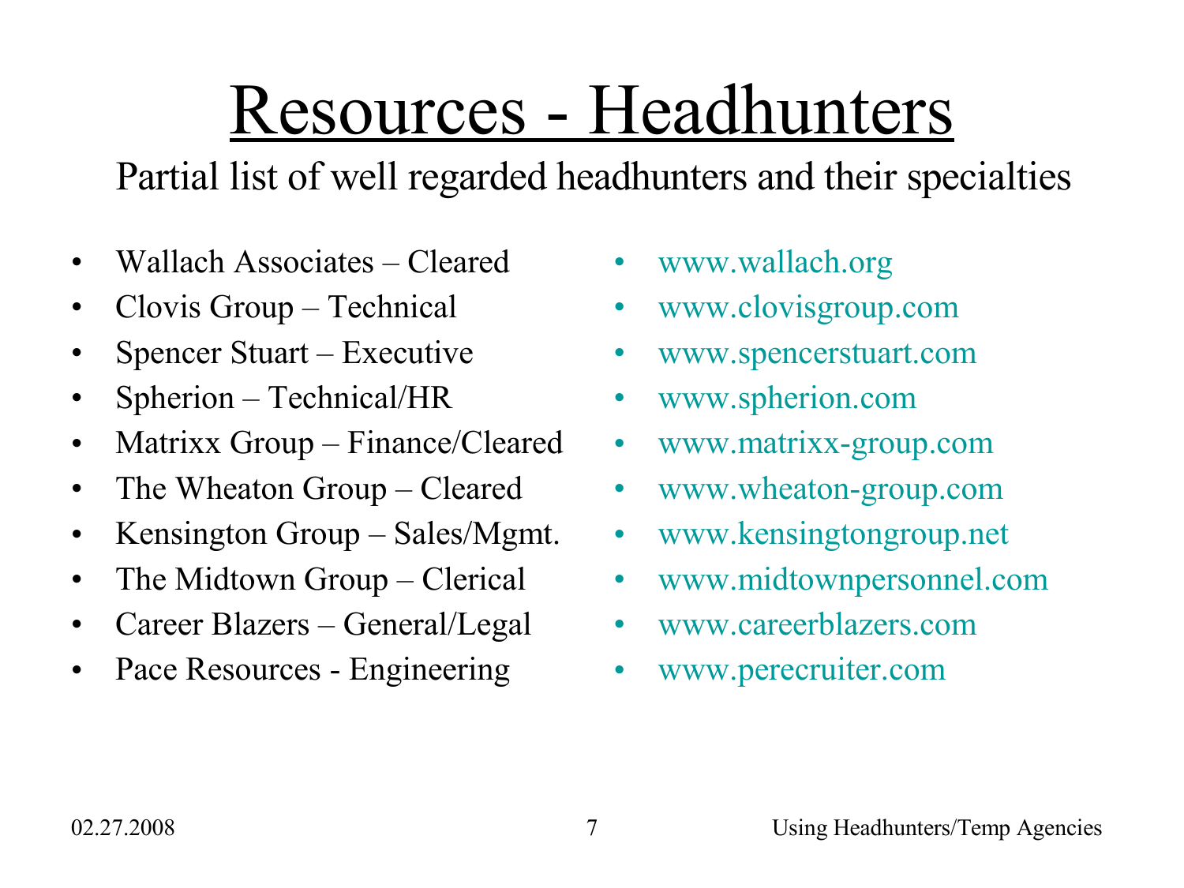# Resources - Headhunters

Partial list of well regarded headhunters and their specialties

- Wallach Associates – Cleared
- Clovis Group – Technical
- Spencer Stuart – Executive
- Spherion – Technical/HR
- Matrixx Group – Finance/Cleared
- The Wheaton Group – Cleared
- Kensington Group – Sales/Mgmt.
- The Midtown Group – Clerical
- Career Blazers – General/Legal
- Pace Resources - Engineering

- www.wallach.org
- www.clovisgroup.com
- www.spencerstuart.com
- www.spherion.com
- www.matrixx-group.com
- www.wheaton-group.com
- www.kensingtongroup.net
- www.midtownpersonnel.com
- www.careerblazers.com
- www.perecruiter.com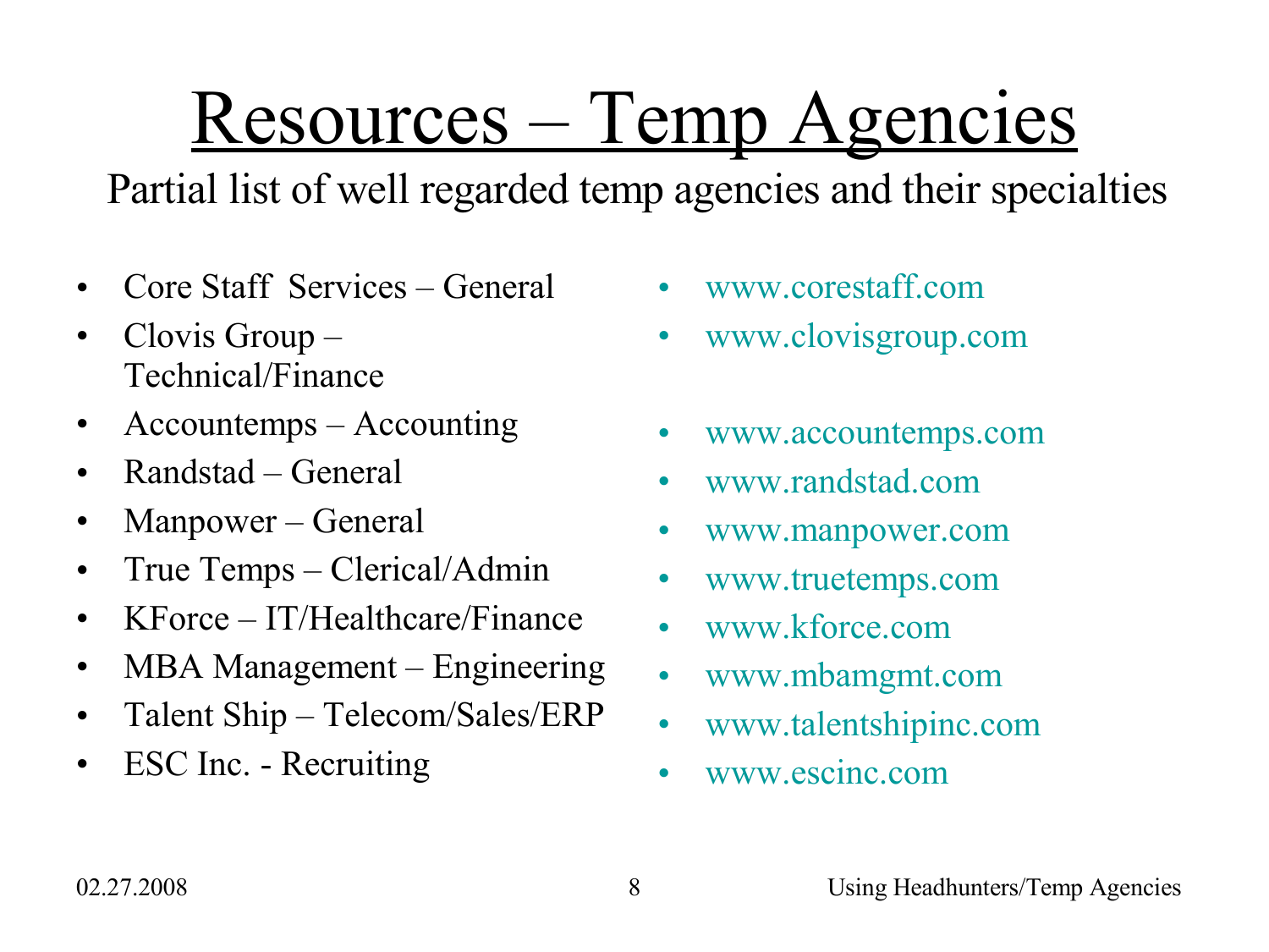# Resources – Temp Agencies

Partial list of well regarded temp agencies and their specialties

- Core Staff Services – General
- Clovis Group – Technical/Finance
- Accountemps – Accounting
- Randstad – General
- Manpower – General
- True Temps – Clerical/Admin
- KForce – IT/Healthcare/Finance
- MBA Management – Engineering
- Talent Ship – Telecom/Sales/ERP
- ESC Inc. - Recruiting

- www.corestaff.com
- www.clovisgroup.com
- www.accountemps.com
- www.randstad.com
- www.manpower.com
- www.truetemps.com
- www.kforce.com
- www.mbamgmt.com
- www.talentshipinc.com
- www.escinc.com